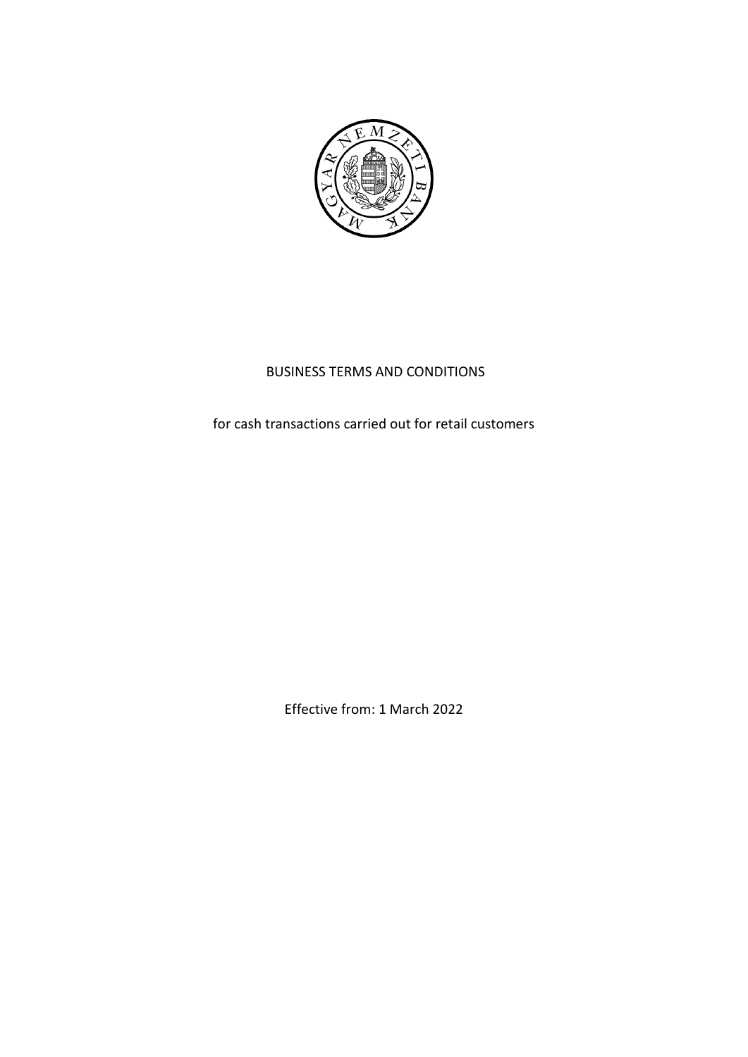# BUSINESS TERMS AND CONDITIONS

for cash transactions carried out for retail customers

Effective from: 1 March 2022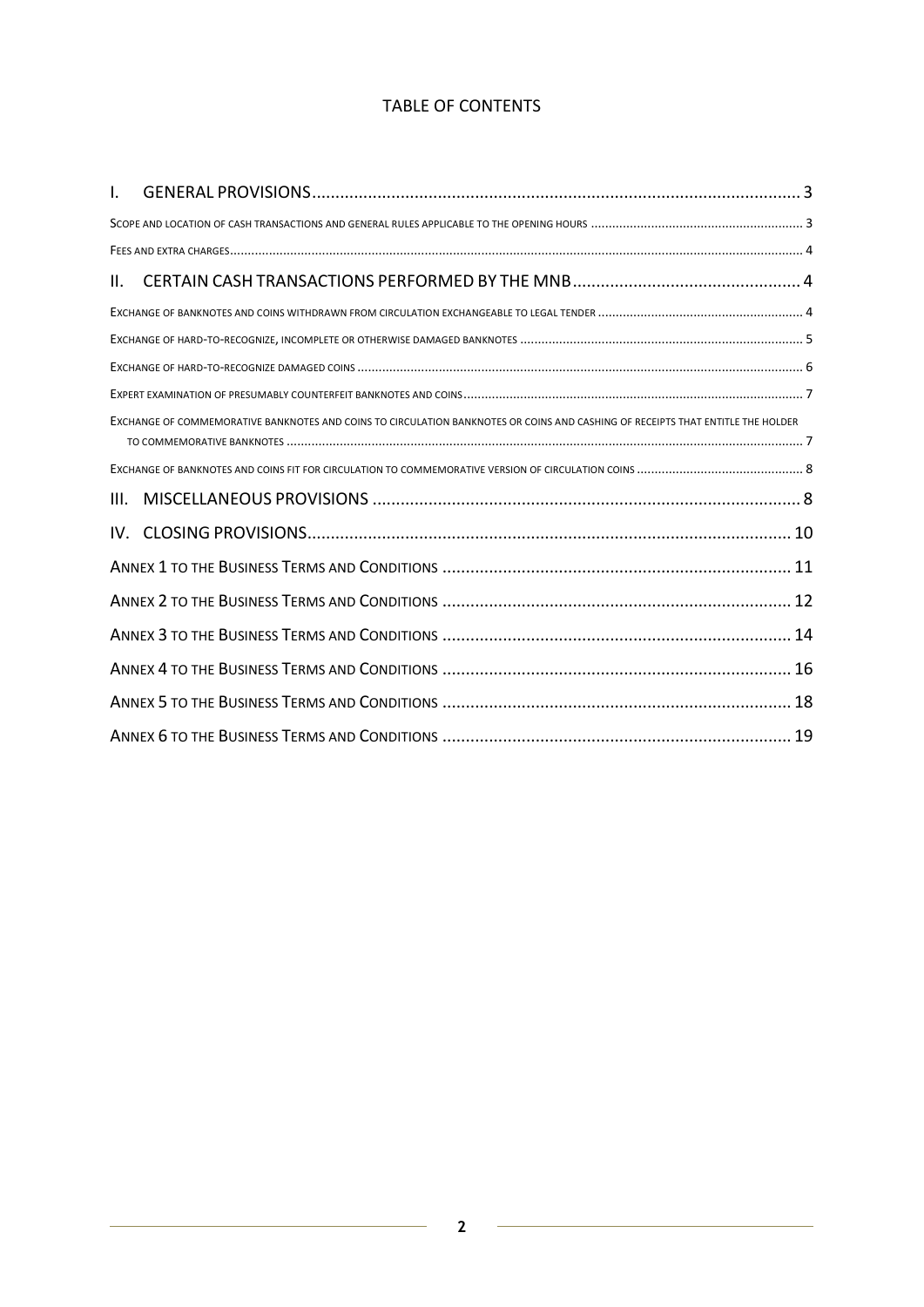# TABLE OF CONTENTS

I. GENERAL PROVISIONS ..... 3

Scope and location of cash transactions and general rules applicable to the opening hours ..... 3

Fees and extra charges ..... 4

II. CERTAIN CASH TRANSACTIONS PERFORMED BY THE MNB ..... 4

Exchange of banknotes and coins withdrawn from circulation exchangeable to legal tender ..... 4

Exchange of hard-to-recognize, incomplete or otherwise damaged banknotes ..... 5

Exchange of hard-to-recognize damaged coins ..... 6

Expert examination of presumably counterfeit banknotes and coins ..... 7

Exchange of commemorative banknotes and coins to circulation banknotes or coins and cashing of receipts that entitle the holder to commemorative banknotes ..... 7

Exchange of banknotes and coins fit for circulation to commemorative version of circulation coins ..... 8

III. MISCELLANEOUS PROVISIONS ..... 8

IV. CLOSING PROVISIONS ..... 10

Annex 1 to the Business Terms and Conditions ..... 11

Annex 2 to the Business Terms and Conditions ..... 12

Annex 3 to the Business Terms and Conditions ..... 14

Annex 4 to the Business Terms and Conditions ..... 16

Annex 5 to the Business Terms and Conditions ..... 18

Annex 6 to the Business Terms and Conditions ..... 19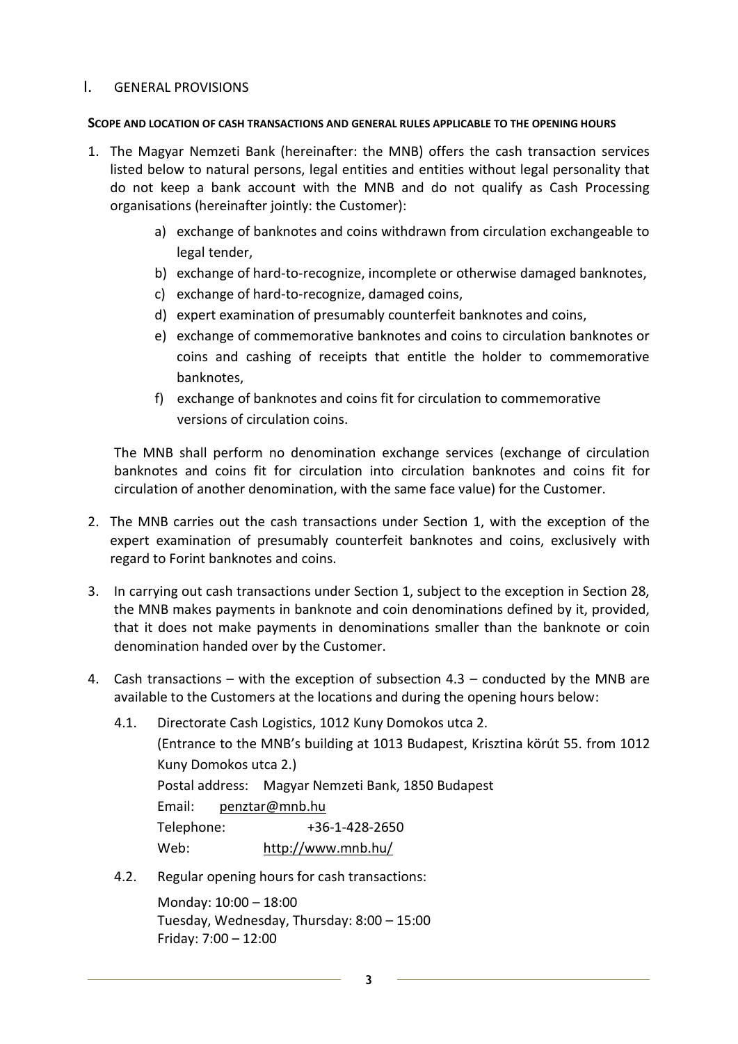# I. GENERAL PROVISIONS

**SCOPE AND LOCATION OF CASH TRANSACTIONS AND GENERAL RULES APPLICABLE TO THE OPENING HOURS**

1. The Magyar Nemzeti Bank (hereinafter: the MNB) offers the cash transaction services listed below to natural persons, legal entities and entities without legal personality that do not keep a bank account with the MNB and do not qualify as Cash Processing organisations (hereinafter jointly: the Customer):

   a) exchange of banknotes and coins withdrawn from circulation exchangeable to legal tender,

   b) exchange of hard-to-recognize, incomplete or otherwise damaged banknotes,

   c) exchange of hard-to-recognize, damaged coins,

   d) expert examination of presumably counterfeit banknotes and coins,

   e) exchange of commemorative banknotes and coins to circulation banknotes or coins and cashing of receipts that entitle the holder to commemorative banknotes,

   f) exchange of banknotes and coins fit for circulation to commemorative versions of circulation coins.

   The MNB shall perform no denomination exchange services (exchange of circulation banknotes and coins fit for circulation into circulation banknotes and coins fit for circulation of another denomination, with the same face value) for the Customer.

2. The MNB carries out the cash transactions under Section 1, with the exception of the expert examination of presumably counterfeit banknotes and coins, exclusively with regard to Forint banknotes and coins.

3. In carrying out cash transactions under Section 1, subject to the exception in Section 28, the MNB makes payments in banknote and coin denominations defined by it, provided, that it does not make payments in denominations smaller than the banknote or coin denomination handed over by the Customer.

4. Cash transactions – with the exception of subsection 4.3 – conducted by the MNB are available to the Customers at the locations and during the opening hours below:

   4.1. Directorate Cash Logistics, 1012 Kuny Domokos utca 2.
   (Entrance to the MNB's building at 1013 Budapest, Krisztina körút 55. from 1012 Kuny Domokos utca 2.)
   Postal address: Magyar Nemzeti Bank, 1850 Budapest
   Email: penztar@mnb.hu
   Telephone: +36-1-428-2650
   Web: http://www.mnb.hu/

   4.2. Regular opening hours for cash transactions:
   Monday: 10:00 – 18:00
   Tuesday, Wednesday, Thursday: 8:00 – 15:00
   Friday: 7:00 – 12:00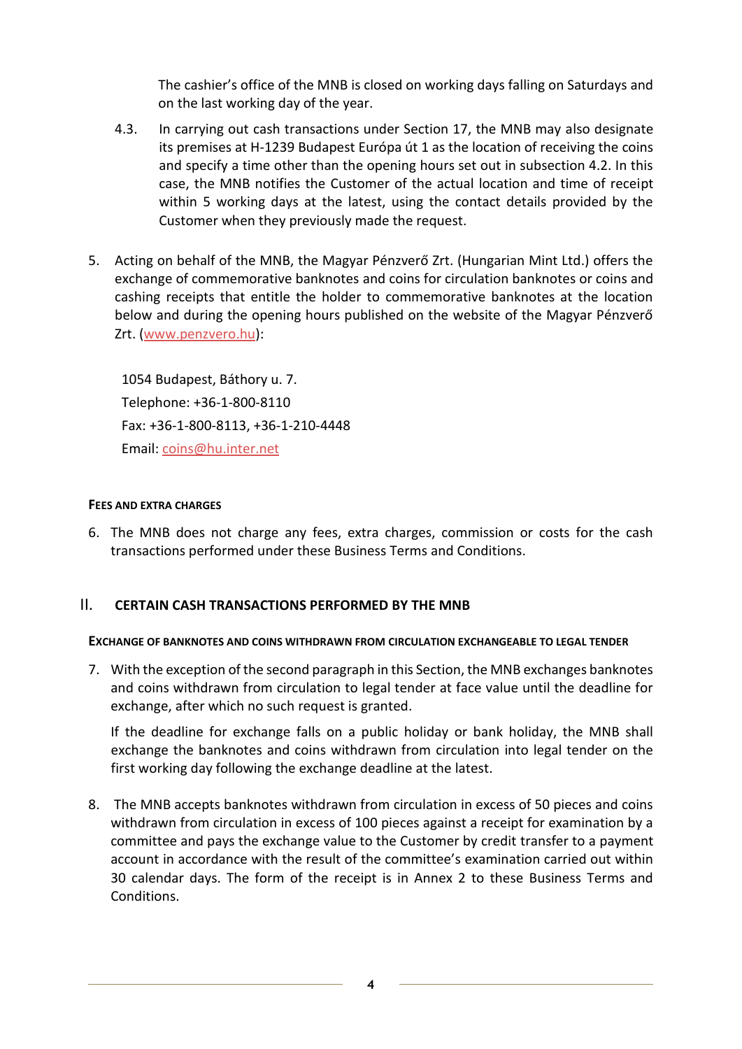The cashier's office of the MNB is closed on working days falling on Saturdays and on the last working day of the year.

4.3. In carrying out cash transactions under Section 17, the MNB may also designate its premises at H-1239 Budapest Európa út 1 as the location of receiving the coins and specify a time other than the opening hours set out in subsection 4.2. In this case, the MNB notifies the Customer of the actual location and time of receipt within 5 working days at the latest, using the contact details provided by the Customer when they previously made the request.

5. Acting on behalf of the MNB, the Magyar Pénzverő Zrt. (Hungarian Mint Ltd.) offers the exchange of commemorative banknotes and coins for circulation banknotes or coins and cashing receipts that entitle the holder to commemorative banknotes at the location below and during the opening hours published on the website of the Magyar Pénzverő Zrt. (www.penzvero.hu):

   1054 Budapest, Báthory u. 7.
   Telephone: +36-1-800-8110
   Fax: +36-1-800-8113, +36-1-210-4448
   Email: coins@hu.inter.net

#### FEES AND EXTRA CHARGES

6. The MNB does not charge any fees, extra charges, commission or costs for the cash transactions performed under these Business Terms and Conditions.

## II. CERTAIN CASH TRANSACTIONS PERFORMED BY THE MNB

#### EXCHANGE OF BANKNOTES AND COINS WITHDRAWN FROM CIRCULATION EXCHANGEABLE TO LEGAL TENDER

7. With the exception of the second paragraph in this Section, the MNB exchanges banknotes and coins withdrawn from circulation to legal tender at face value until the deadline for exchange, after which no such request is granted.

   If the deadline for exchange falls on a public holiday or bank holiday, the MNB shall exchange the banknotes and coins withdrawn from circulation into legal tender on the first working day following the exchange deadline at the latest.

8. The MNB accepts banknotes withdrawn from circulation in excess of 50 pieces and coins withdrawn from circulation in excess of 100 pieces against a receipt for examination by a committee and pays the exchange value to the Customer by credit transfer to a payment account in accordance with the result of the committee's examination carried out within 30 calendar days. The form of the receipt is in Annex 2 to these Business Terms and Conditions.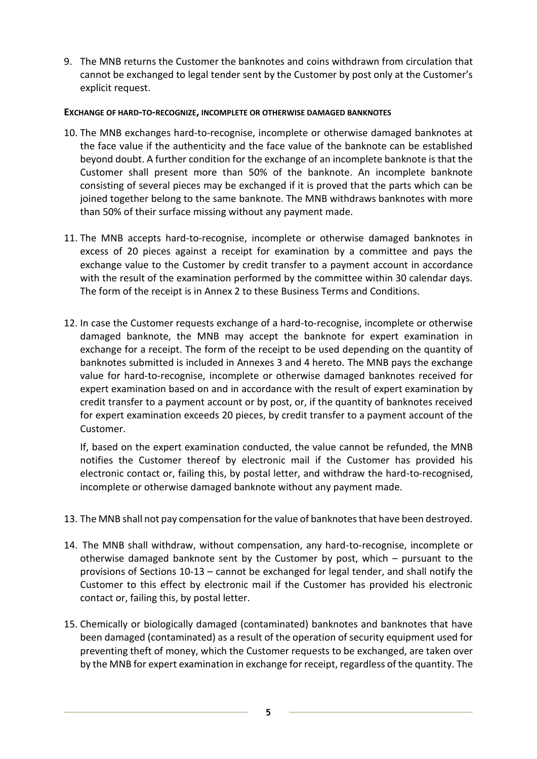9. The MNB returns the Customer the banknotes and coins withdrawn from circulation that cannot be exchanged to legal tender sent by the Customer by post only at the Customer's explicit request.

**EXCHANGE OF HARD-TO-RECOGNIZE, INCOMPLETE OR OTHERWISE DAMAGED BANKNOTES**

10. The MNB exchanges hard-to-recognise, incomplete or otherwise damaged banknotes at the face value if the authenticity and the face value of the banknote can be established beyond doubt. A further condition for the exchange of an incomplete banknote is that the Customer shall present more than 50% of the banknote. An incomplete banknote consisting of several pieces may be exchanged if it is proved that the parts which can be joined together belong to the same banknote. The MNB withdraws banknotes with more than 50% of their surface missing without any payment made.

11. The MNB accepts hard-to-recognise, incomplete or otherwise damaged banknotes in excess of 20 pieces against a receipt for examination by a committee and pays the exchange value to the Customer by credit transfer to a payment account in accordance with the result of the examination performed by the committee within 30 calendar days. The form of the receipt is in Annex 2 to these Business Terms and Conditions.

12. In case the Customer requests exchange of a hard-to-recognise, incomplete or otherwise damaged banknote, the MNB may accept the banknote for expert examination in exchange for a receipt. The form of the receipt to be used depending on the quantity of banknotes submitted is included in Annexes 3 and 4 hereto. The MNB pays the exchange value for hard-to-recognise, incomplete or otherwise damaged banknotes received for expert examination based on and in accordance with the result of expert examination by credit transfer to a payment account or by post, or, if the quantity of banknotes received for expert examination exceeds 20 pieces, by credit transfer to a payment account of the Customer.

    If, based on the expert examination conducted, the value cannot be refunded, the MNB notifies the Customer thereof by electronic mail if the Customer has provided his electronic contact or, failing this, by postal letter, and withdraw the hard-to-recognised, incomplete or otherwise damaged banknote without any payment made.

13. The MNB shall not pay compensation for the value of banknotes that have been destroyed.

14. The MNB shall withdraw, without compensation, any hard-to-recognise, incomplete or otherwise damaged banknote sent by the Customer by post, which – pursuant to the provisions of Sections 10-13 – cannot be exchanged for legal tender, and shall notify the Customer to this effect by electronic mail if the Customer has provided his electronic contact or, failing this, by postal letter.

15. Chemically or biologically damaged (contaminated) banknotes and banknotes that have been damaged (contaminated) as a result of the operation of security equipment used for preventing theft of money, which the Customer requests to be exchanged, are taken over by the MNB for expert examination in exchange for receipt, regardless of the quantity. The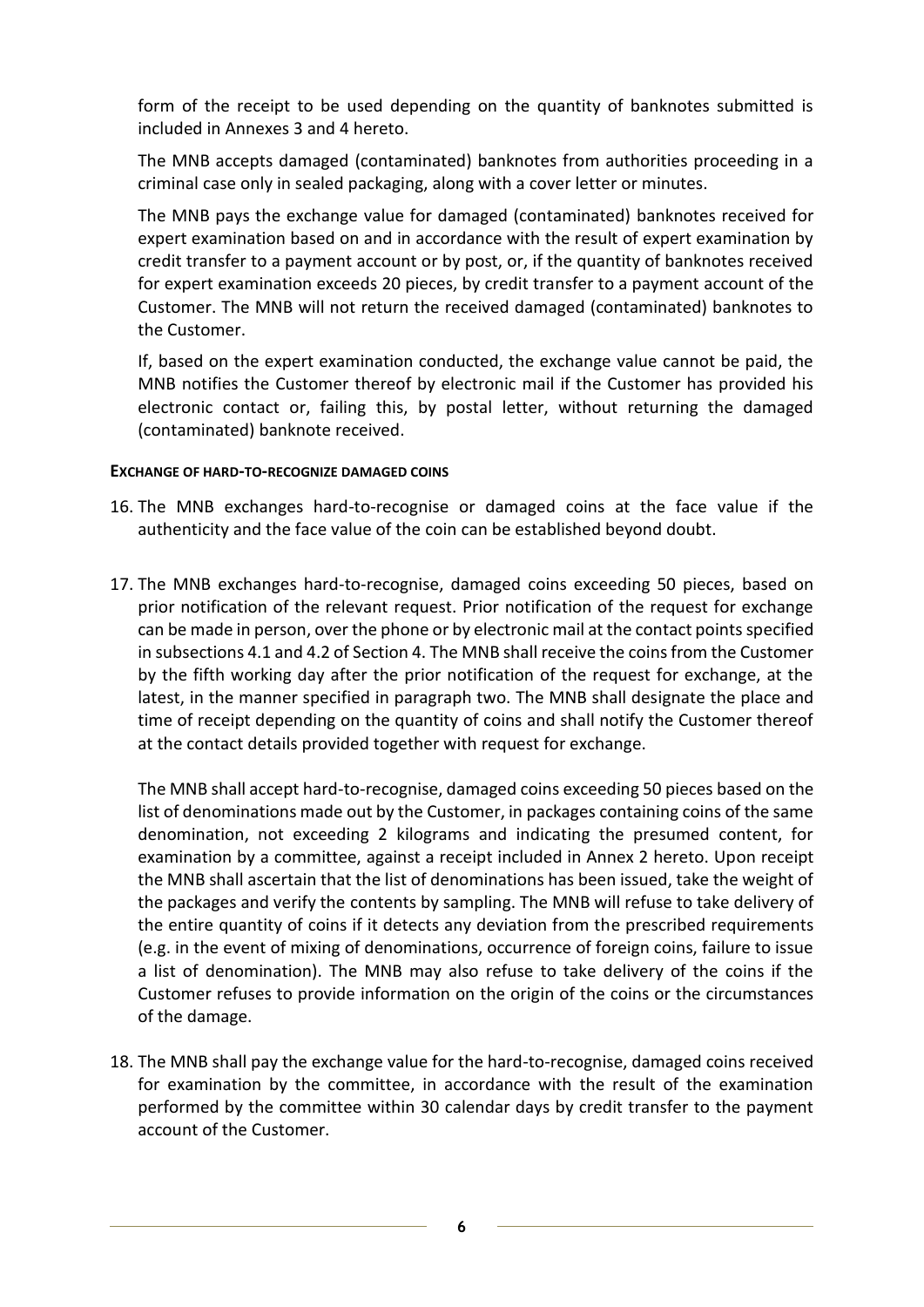form of the receipt to be used depending on the quantity of banknotes submitted is included in Annexes 3 and 4 hereto.

The MNB accepts damaged (contaminated) banknotes from authorities proceeding in a criminal case only in sealed packaging, along with a cover letter or minutes.

The MNB pays the exchange value for damaged (contaminated) banknotes received for expert examination based on and in accordance with the result of expert examination by credit transfer to a payment account or by post, or, if the quantity of banknotes received for expert examination exceeds 20 pieces, by credit transfer to a payment account of the Customer. The MNB will not return the received damaged (contaminated) banknotes to the Customer.

If, based on the expert examination conducted, the exchange value cannot be paid, the MNB notifies the Customer thereof by electronic mail if the Customer has provided his electronic contact or, failing this, by postal letter, without returning the damaged (contaminated) banknote received.

**EXCHANGE OF HARD-TO-RECOGNIZE DAMAGED COINS**

16. The MNB exchanges hard-to-recognise or damaged coins at the face value if the authenticity and the face value of the coin can be established beyond doubt.

17. The MNB exchanges hard-to-recognise, damaged coins exceeding 50 pieces, based on prior notification of the relevant request. Prior notification of the request for exchange can be made in person, over the phone or by electronic mail at the contact points specified in subsections 4.1 and 4.2 of Section 4. The MNB shall receive the coins from the Customer by the fifth working day after the prior notification of the request for exchange, at the latest, in the manner specified in paragraph two. The MNB shall designate the place and time of receipt depending on the quantity of coins and shall notify the Customer thereof at the contact details provided together with request for exchange.

    The MNB shall accept hard-to-recognise, damaged coins exceeding 50 pieces based on the list of denominations made out by the Customer, in packages containing coins of the same denomination, not exceeding 2 kilograms and indicating the presumed content, for examination by a committee, against a receipt included in Annex 2 hereto. Upon receipt the MNB shall ascertain that the list of denominations has been issued, take the weight of the packages and verify the contents by sampling. The MNB will refuse to take delivery of the entire quantity of coins if it detects any deviation from the prescribed requirements (e.g. in the event of mixing of denominations, occurrence of foreign coins, failure to issue a list of denomination). The MNB may also refuse to take delivery of the coins if the Customer refuses to provide information on the origin of the coins or the circumstances of the damage.

18. The MNB shall pay the exchange value for the hard-to-recognise, damaged coins received for examination by the committee, in accordance with the result of the examination performed by the committee within 30 calendar days by credit transfer to the payment account of the Customer.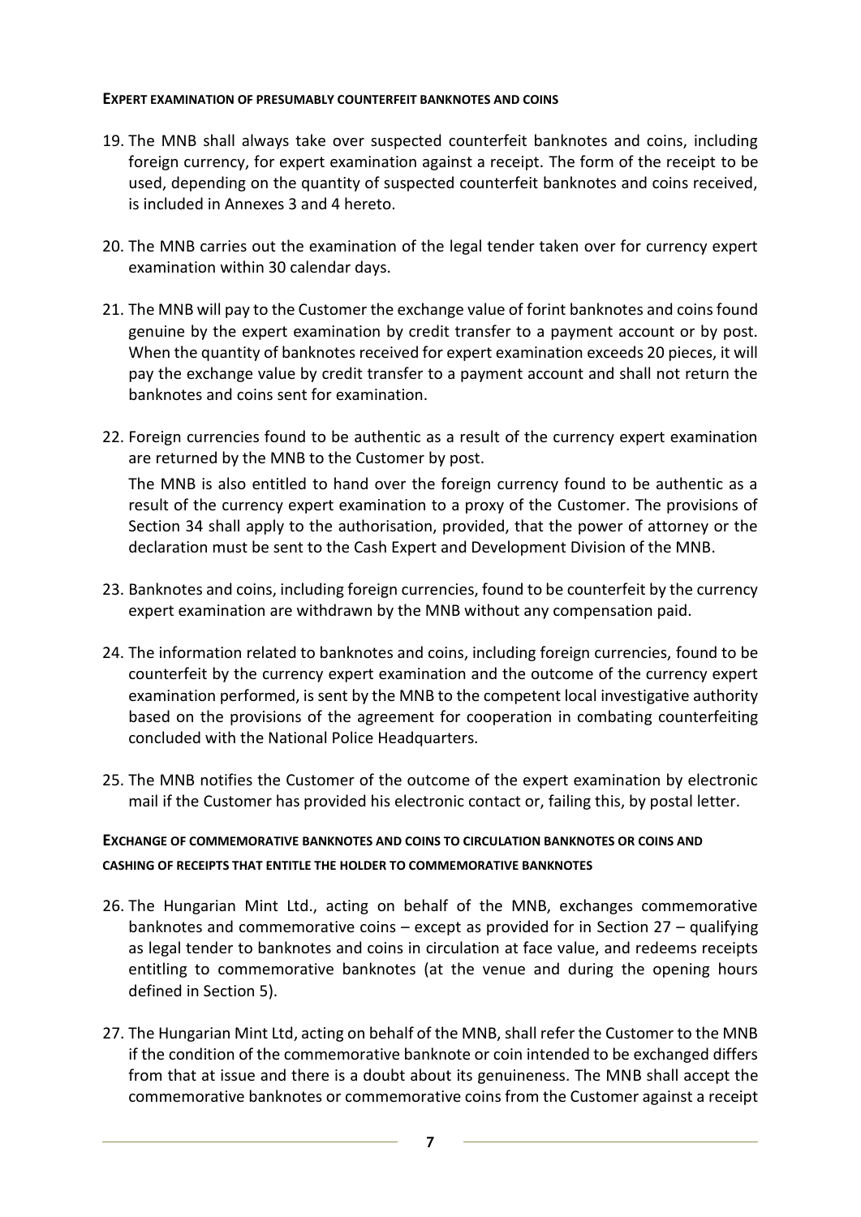### EXPERT EXAMINATION OF PRESUMABLY COUNTERFEIT BANKNOTES AND COINS

19. The MNB shall always take over suspected counterfeit banknotes and coins, including foreign currency, for expert examination against a receipt. The form of the receipt to be used, depending on the quantity of suspected counterfeit banknotes and coins received, is included in Annexes 3 and 4 hereto.

20. The MNB carries out the examination of the legal tender taken over for currency expert examination within 30 calendar days.

21. The MNB will pay to the Customer the exchange value of forint banknotes and coins found genuine by the expert examination by credit transfer to a payment account or by post. When the quantity of banknotes received for expert examination exceeds 20 pieces, it will pay the exchange value by credit transfer to a payment account and shall not return the banknotes and coins sent for examination.

22. Foreign currencies found to be authentic as a result of the currency expert examination are returned by the MNB to the Customer by post.

    The MNB is also entitled to hand over the foreign currency found to be authentic as a result of the currency expert examination to a proxy of the Customer. The provisions of Section 34 shall apply to the authorisation, provided, that the power of attorney or the declaration must be sent to the Cash Expert and Development Division of the MNB.

23. Banknotes and coins, including foreign currencies, found to be counterfeit by the currency expert examination are withdrawn by the MNB without any compensation paid.

24. The information related to banknotes and coins, including foreign currencies, found to be counterfeit by the currency expert examination and the outcome of the currency expert examination performed, is sent by the MNB to the competent local investigative authority based on the provisions of the agreement for cooperation in combating counterfeiting concluded with the National Police Headquarters.

25. The MNB notifies the Customer of the outcome of the expert examination by electronic mail if the Customer has provided his electronic contact or, failing this, by postal letter.

### EXCHANGE OF COMMEMORATIVE BANKNOTES AND COINS TO CIRCULATION BANKNOTES OR COINS AND CASHING OF RECEIPTS THAT ENTITLE THE HOLDER TO COMMEMORATIVE BANKNOTES

26. The Hungarian Mint Ltd., acting on behalf of the MNB, exchanges commemorative banknotes and commemorative coins – except as provided for in Section 27 – qualifying as legal tender to banknotes and coins in circulation at face value, and redeems receipts entitling to commemorative banknotes (at the venue and during the opening hours defined in Section 5).

27. The Hungarian Mint Ltd, acting on behalf of the MNB, shall refer the Customer to the MNB if the condition of the commemorative banknote or coin intended to be exchanged differs from that at issue and there is a doubt about its genuineness. The MNB shall accept the commemorative banknotes or commemorative coins from the Customer against a receipt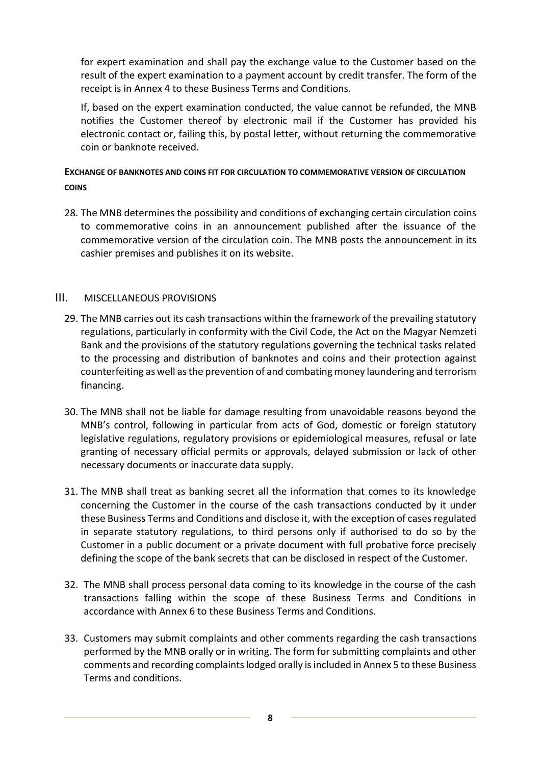for expert examination and shall pay the exchange value to the Customer based on the result of the expert examination to a payment account by credit transfer. The form of the receipt is in Annex 4 to these Business Terms and Conditions.

If, based on the expert examination conducted, the value cannot be refunded, the MNB notifies the Customer thereof by electronic mail if the Customer has provided his electronic contact or, failing this, by postal letter, without returning the commemorative coin or banknote received.

**EXCHANGE OF BANKNOTES AND COINS FIT FOR CIRCULATION TO COMMEMORATIVE VERSION OF CIRCULATION COINS**

28. The MNB determines the possibility and conditions of exchanging certain circulation coins to commemorative coins in an announcement published after the issuance of the commemorative version of the circulation coin. The MNB posts the announcement in its cashier premises and publishes it on its website.

## III. MISCELLANEOUS PROVISIONS

29. The MNB carries out its cash transactions within the framework of the prevailing statutory regulations, particularly in conformity with the Civil Code, the Act on the Magyar Nemzeti Bank and the provisions of the statutory regulations governing the technical tasks related to the processing and distribution of banknotes and coins and their protection against counterfeiting as well as the prevention of and combating money laundering and terrorism financing.

30. The MNB shall not be liable for damage resulting from unavoidable reasons beyond the MNB's control, following in particular from acts of God, domestic or foreign statutory legislative regulations, regulatory provisions or epidemiological measures, refusal or late granting of necessary official permits or approvals, delayed submission or lack of other necessary documents or inaccurate data supply.

31. The MNB shall treat as banking secret all the information that comes to its knowledge concerning the Customer in the course of the cash transactions conducted by it under these Business Terms and Conditions and disclose it, with the exception of cases regulated in separate statutory regulations, to third persons only if authorised to do so by the Customer in a public document or a private document with full probative force precisely defining the scope of the bank secrets that can be disclosed in respect of the Customer.

32. The MNB shall process personal data coming to its knowledge in the course of the cash transactions falling within the scope of these Business Terms and Conditions in accordance with Annex 6 to these Business Terms and Conditions.

33. Customers may submit complaints and other comments regarding the cash transactions performed by the MNB orally or in writing. The form for submitting complaints and other comments and recording complaints lodged orally is included in Annex 5 to these Business Terms and conditions.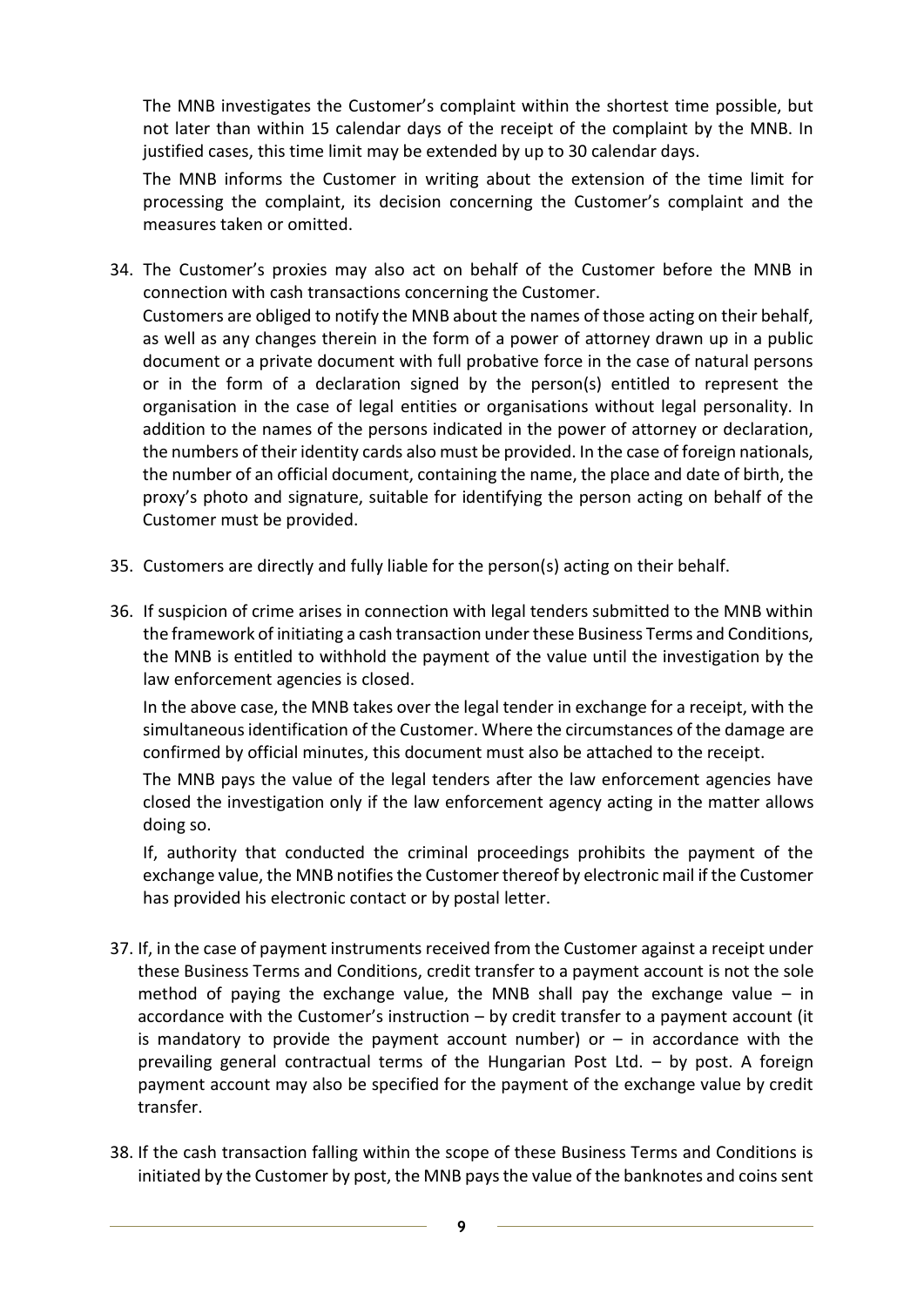The MNB investigates the Customer's complaint within the shortest time possible, but not later than within 15 calendar days of the receipt of the complaint by the MNB. In justified cases, this time limit may be extended by up to 30 calendar days.

The MNB informs the Customer in writing about the extension of the time limit for processing the complaint, its decision concerning the Customer's complaint and the measures taken or omitted.

34. The Customer's proxies may also act on behalf of the Customer before the MNB in connection with cash transactions concerning the Customer.
    Customers are obliged to notify the MNB about the names of those acting on their behalf, as well as any changes therein in the form of a power of attorney drawn up in a public document or a private document with full probative force in the case of natural persons or in the form of a declaration signed by the person(s) entitled to represent the organisation in the case of legal entities or organisations without legal personality. In addition to the names of the persons indicated in the power of attorney or declaration, the numbers of their identity cards also must be provided. In the case of foreign nationals, the number of an official document, containing the name, the place and date of birth, the proxy's photo and signature, suitable for identifying the person acting on behalf of the Customer must be provided.

35. Customers are directly and fully liable for the person(s) acting on their behalf.

36. If suspicion of crime arises in connection with legal tenders submitted to the MNB within the framework of initiating a cash transaction under these Business Terms and Conditions, the MNB is entitled to withhold the payment of the value until the investigation by the law enforcement agencies is closed.

    In the above case, the MNB takes over the legal tender in exchange for a receipt, with the simultaneous identification of the Customer. Where the circumstances of the damage are confirmed by official minutes, this document must also be attached to the receipt.

    The MNB pays the value of the legal tenders after the law enforcement agencies have closed the investigation only if the law enforcement agency acting in the matter allows doing so.

    If, authority that conducted the criminal proceedings prohibits the payment of the exchange value, the MNB notifies the Customer thereof by electronic mail if the Customer has provided his electronic contact or by postal letter.

37. If, in the case of payment instruments received from the Customer against a receipt under these Business Terms and Conditions, credit transfer to a payment account is not the sole method of paying the exchange value, the MNB shall pay the exchange value – in accordance with the Customer's instruction – by credit transfer to a payment account (it is mandatory to provide the payment account number) or – in accordance with the prevailing general contractual terms of the Hungarian Post Ltd. – by post. A foreign payment account may also be specified for the payment of the exchange value by credit transfer.

38. If the cash transaction falling within the scope of these Business Terms and Conditions is initiated by the Customer by post, the MNB pays the value of the banknotes and coins sent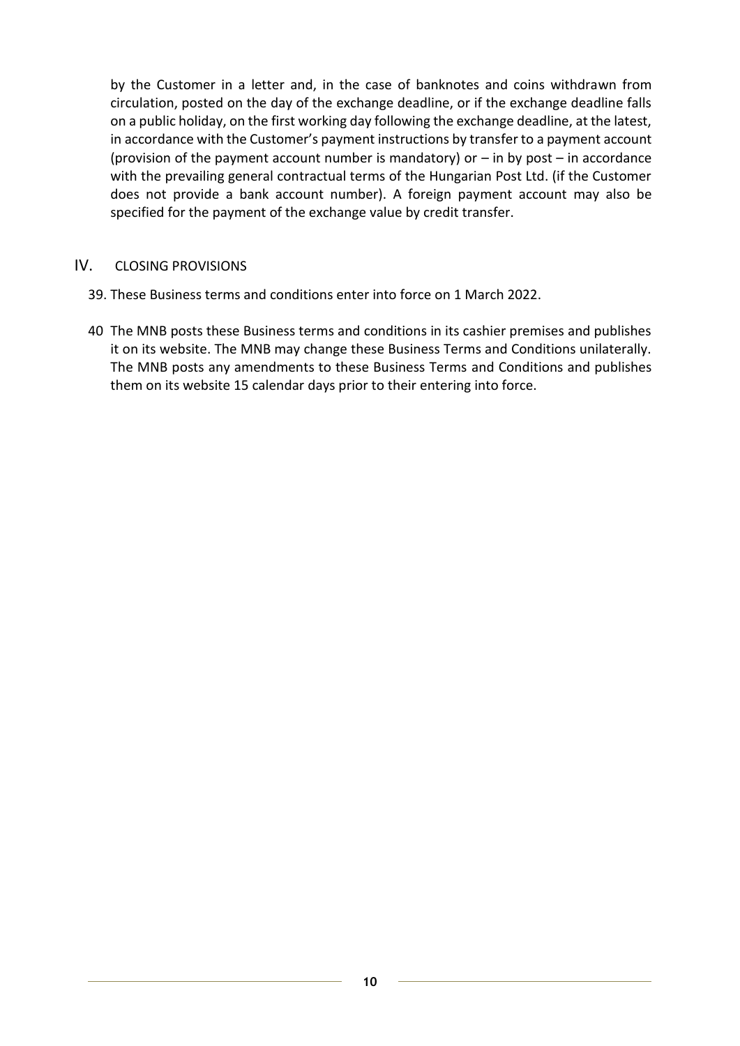by the Customer in a letter and, in the case of banknotes and coins withdrawn from circulation, posted on the day of the exchange deadline, or if the exchange deadline falls on a public holiday, on the first working day following the exchange deadline, at the latest, in accordance with the Customer's payment instructions by transfer to a payment account (provision of the payment account number is mandatory) or – in by post – in accordance with the prevailing general contractual terms of the Hungarian Post Ltd. (if the Customer does not provide a bank account number). A foreign payment account may also be specified for the payment of the exchange value by credit transfer.

## IV. CLOSING PROVISIONS

39. These Business terms and conditions enter into force on 1 March 2022.

40 The MNB posts these Business terms and conditions in its cashier premises and publishes it on its website. The MNB may change these Business Terms and Conditions unilaterally. The MNB posts any amendments to these Business Terms and Conditions and publishes them on its website 15 calendar days prior to their entering into force.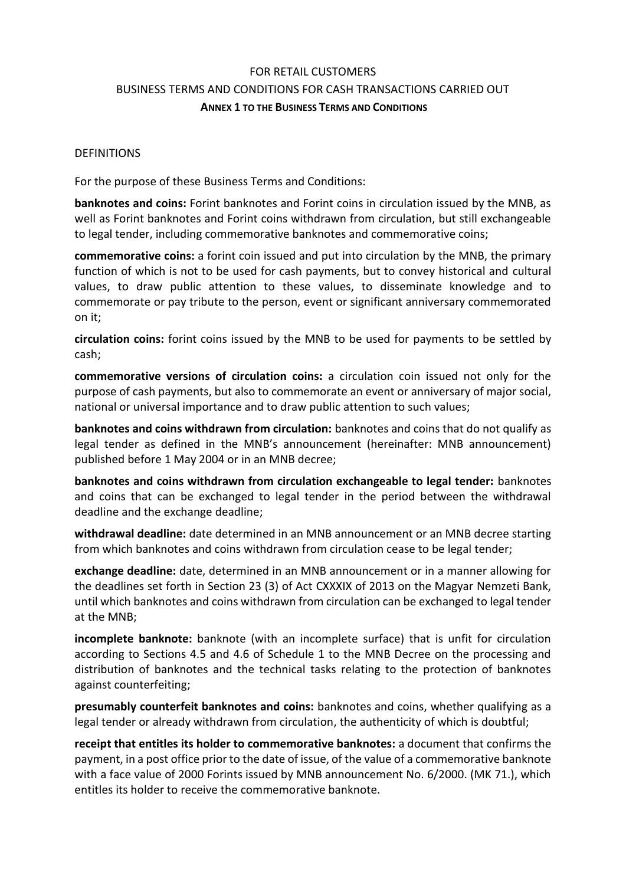FOR RETAIL CUSTOMERS

BUSINESS TERMS AND CONDITIONS FOR CASH TRANSACTIONS CARRIED OUT

**ANNEX 1 TO THE BUSINESS TERMS AND CONDITIONS**

DEFINITIONS

For the purpose of these Business Terms and Conditions:

**banknotes and coins:** Forint banknotes and Forint coins in circulation issued by the MNB, as well as Forint banknotes and Forint coins withdrawn from circulation, but still exchangeable to legal tender, including commemorative banknotes and commemorative coins;

**commemorative coins:** a forint coin issued and put into circulation by the MNB, the primary function of which is not to be used for cash payments, but to convey historical and cultural values, to draw public attention to these values, to disseminate knowledge and to commemorate or pay tribute to the person, event or significant anniversary commemorated on it;

**circulation coins:** forint coins issued by the MNB to be used for payments to be settled by cash;

**commemorative versions of circulation coins:** a circulation coin issued not only for the purpose of cash payments, but also to commemorate an event or anniversary of major social, national or universal importance and to draw public attention to such values;

**banknotes and coins withdrawn from circulation:** banknotes and coins that do not qualify as legal tender as defined in the MNB's announcement (hereinafter: MNB announcement) published before 1 May 2004 or in an MNB decree;

**banknotes and coins withdrawn from circulation exchangeable to legal tender:** banknotes and coins that can be exchanged to legal tender in the period between the withdrawal deadline and the exchange deadline;

**withdrawal deadline:** date determined in an MNB announcement or an MNB decree starting from which banknotes and coins withdrawn from circulation cease to be legal tender;

**exchange deadline:** date, determined in an MNB announcement or in a manner allowing for the deadlines set forth in Section 23 (3) of Act CXXXIX of 2013 on the Magyar Nemzeti Bank, until which banknotes and coins withdrawn from circulation can be exchanged to legal tender at the MNB;

**incomplete banknote:** banknote (with an incomplete surface) that is unfit for circulation according to Sections 4.5 and 4.6 of Schedule 1 to the MNB Decree on the processing and distribution of banknotes and the technical tasks relating to the protection of banknotes against counterfeiting;

**presumably counterfeit banknotes and coins:** banknotes and coins, whether qualifying as a legal tender or already withdrawn from circulation, the authenticity of which is doubtful;

**receipt that entitles its holder to commemorative banknotes:** a document that confirms the payment, in a post office prior to the date of issue, of the value of a commemorative banknote with a face value of 2000 Forints issued by MNB announcement No. 6/2000. (MK 71.), which entitles its holder to receive the commemorative banknote.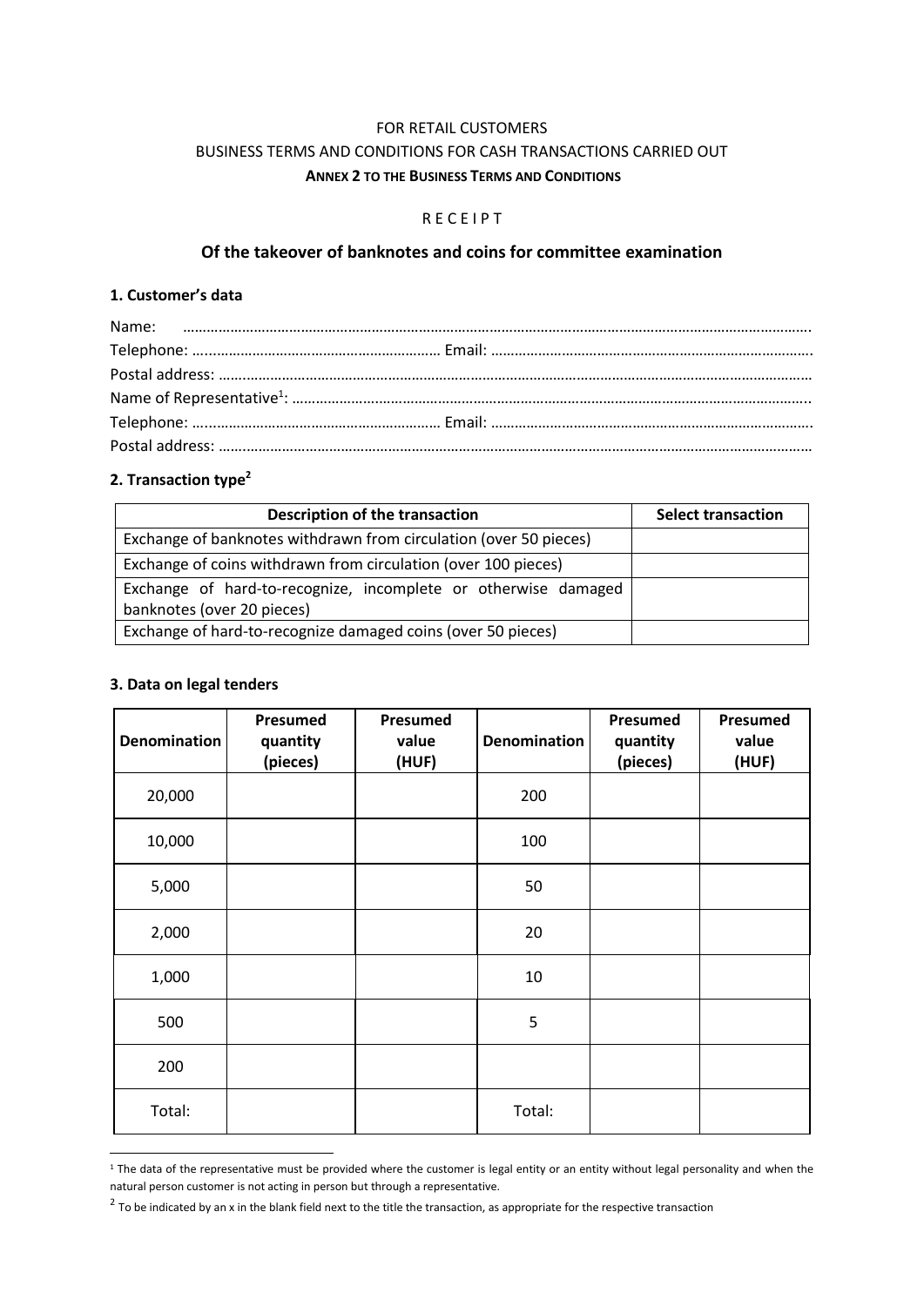FOR RETAIL CUSTOMERS

BUSINESS TERMS AND CONDITIONS FOR CASH TRANSACTIONS CARRIED OUT

**ANNEX 2 TO THE BUSINESS TERMS AND CONDITIONS**

R E C E I P T

## Of the takeover of banknotes and coins for committee examination

### 1. Customer's data

Name: ……………………………………………………………………………………………………………………………………….

Telephone: …………………………………………………… Email: ……………………………………………………………………….

Postal address: …………………………………………………………………………………………………………………………………

Name of Representative[1]: ………………………………………………………………………………………………………………..

Telephone: …………………………………………………… Email: ……………………………………………………………………….

Postal address: …………………………………………………………………………………………………………………………………

### 2. Transaction type[2]

| Description of the transaction | Select transaction |
|---|---|
| Exchange of banknotes withdrawn from circulation (over 50 pieces) | |
| Exchange of coins withdrawn from circulation (over 100 pieces) | |
| Exchange of hard-to-recognize, incomplete or otherwise damaged banknotes (over 20 pieces) | |
| Exchange of hard-to-recognize damaged coins (over 50 pieces) | |

### 3. Data on legal tenders

| Denomination | Presumed quantity (pieces) | Presumed value (HUF) | Denomination | Presumed quantity (pieces) | Presumed value (HUF) |
|---|---|---|---|---|---|
| 20,000 | | | 200 | | |
| 10,000 | | | 100 | | |
| 5,000 | | | 50 | | |
| 2,000 | | | 20 | | |
| 1,000 | | | 10 | | |
| 500 | | | 5 | | |
| 200 | | | | | |
| Total: | | | Total: | | |

[1] The data of the representative must be provided where the customer is legal entity or an entity without legal personality and when the natural person customer is not acting in person but through a representative.

[2] To be indicated by an x in the blank field next to the title the transaction, as appropriate for the respective transaction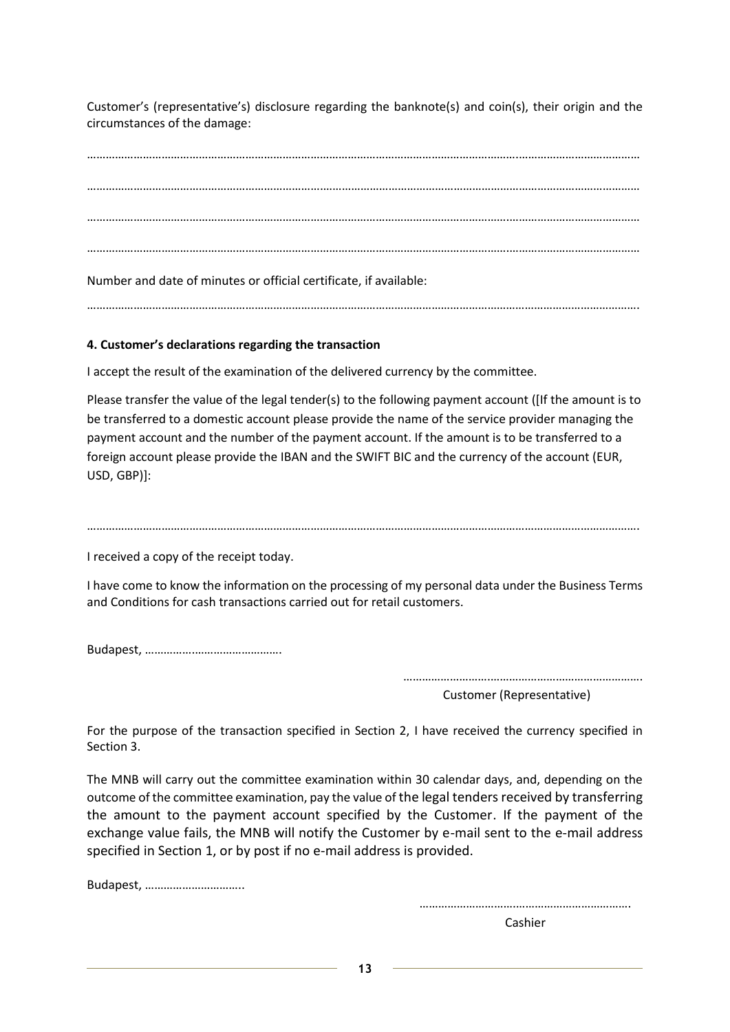Customer's (representative's) disclosure regarding the banknote(s) and coin(s), their origin and the circumstances of the damage:

…………………………………………………………………………………………………………………………………………………………

…………………………………………………………………………………………………………………………………………………………

…………………………………………………………………………………………………………………………………………………………

…………………………………………………………………………………………………………………………………………………………

Number and date of minutes or official certificate, if available:

…………………………………………………………………………………………………………………………………………………………

#### 4. Customer's declarations regarding the transaction

I accept the result of the examination of the delivered currency by the committee.

Please transfer the value of the legal tender(s) to the following payment account ([If the amount is to be transferred to a domestic account please provide the name of the service provider managing the payment account and the number of the payment account. If the amount is to be transferred to a foreign account please provide the IBAN and the SWIFT BIC and the currency of the account (EUR, USD, GBP)]:

…………………………………………………………………………………………………………………………………………………………

I received a copy of the receipt today.

I have come to know the information on the processing of my personal data under the Business Terms and Conditions for cash transactions carried out for retail customers.

Budapest, ……………………………………..

……………………………………………………………………
Customer (Representative)

For the purpose of the transaction specified in Section 2, I have received the currency specified in Section 3.

The MNB will carry out the committee examination within 30 calendar days, and, depending on the outcome of the committee examination, pay the value of the legal tenders received by transferring the amount to the payment account specified by the Customer. If the payment of the exchange value fails, the MNB will notify the Customer by e-mail sent to the e-mail address specified in Section 1, or by post if no e-mail address is provided.

Budapest, …………………………..

………………………………………………………….
Cashier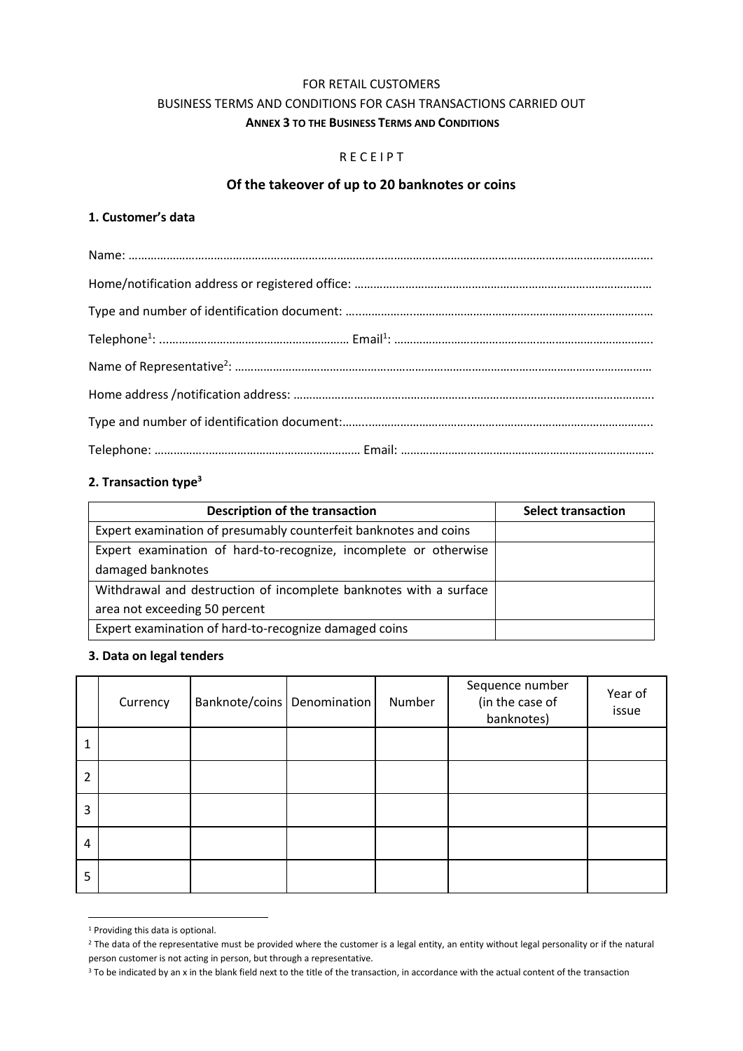FOR RETAIL CUSTOMERS

BUSINESS TERMS AND CONDITIONS FOR CASH TRANSACTIONS CARRIED OUT

**ANNEX 3 TO THE BUSINESS TERMS AND CONDITIONS**

R E C E I P T

## Of the takeover of up to 20 banknotes or coins

### 1. Customer's data

Name: …………………………………………………………………………………………………………………………………………………….

Home/notification address or registered office: ………………………………………………………………………………

Type and number of identification document: ………………………………………………………………………………

Telephone[1]: …………………………………………………… Email[1]: ……………………………………………………………………….

Name of Representative[2]: ………………………………………………………………………………………………………………

Home address /notification address: ……………………………………………………………………………………………….

Type and number of identification document:………………………………………………………………………………….

Telephone: ……………………………………………………… Email: ………………………………………………………………………

### 2. Transaction type[3]

| Description of the transaction | Select transaction |
|---|---|
| Expert examination of presumably counterfeit banknotes and coins | |
| Expert examination of hard-to-recognize, incomplete or otherwise damaged banknotes | |
| Withdrawal and destruction of incomplete banknotes with a surface area not exceeding 50 percent | |
| Expert examination of hard-to-recognize damaged coins | |

### 3. Data on legal tenders

| | Currency | Banknote/coins | Denomination | Number | Sequence number (in the case of banknotes) | Year of issue |
|---|---|---|---|---|---|---|
| 1 | | | | | | |
| 2 | | | | | | |
| 3 | | | | | | |
| 4 | | | | | | |
| 5 | | | | | | |

[1] Providing this data is optional.

[2] The data of the representative must be provided where the customer is a legal entity, an entity without legal personality or if the natural person customer is not acting in person, but through a representative.

[3] To be indicated by an x in the blank field next to the title of the transaction, in accordance with the actual content of the transaction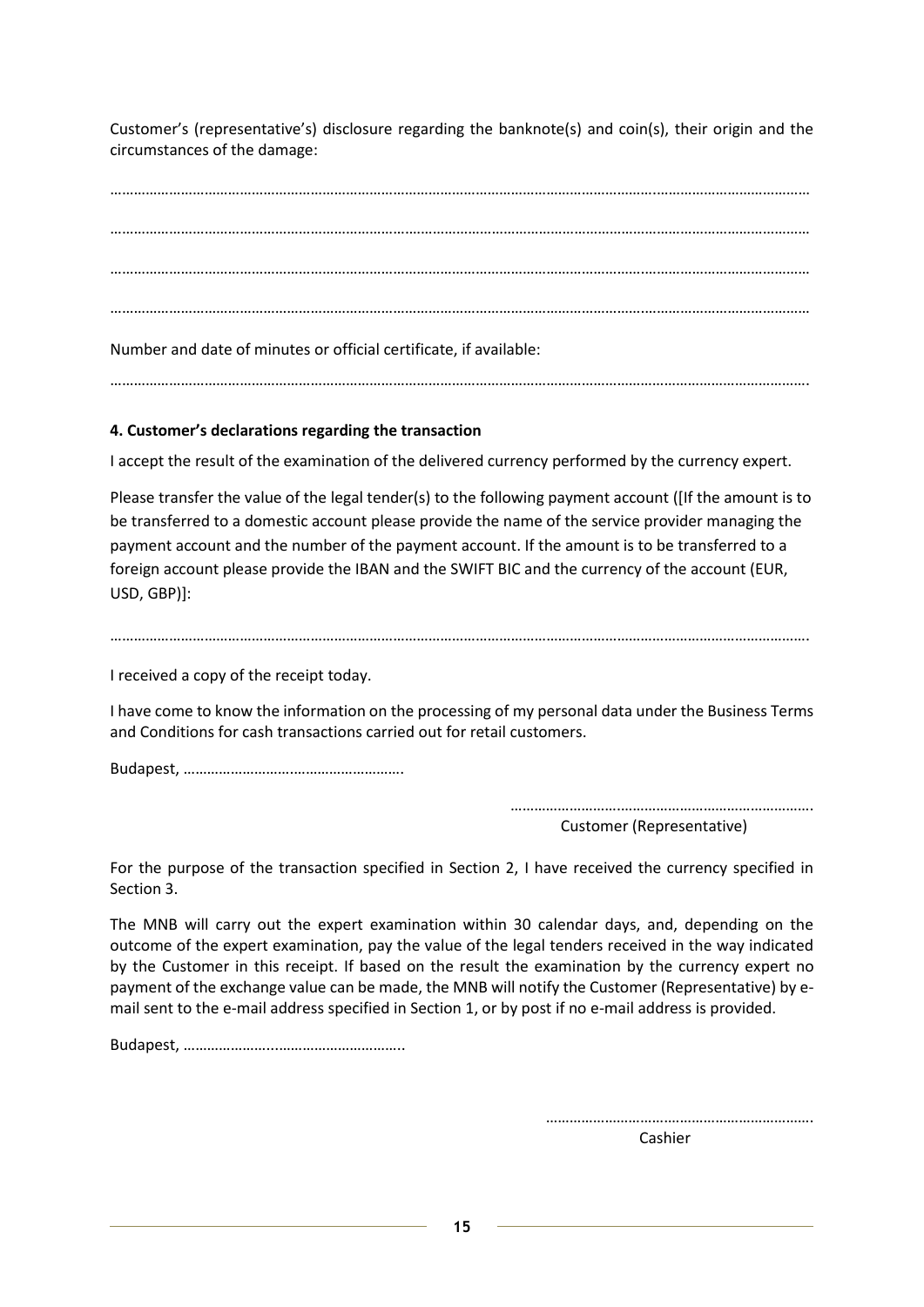Customer's (representative's) disclosure regarding the banknote(s) and coin(s), their origin and the circumstances of the damage:

……………………………………………………………………………………………………………………………………………………

……………………………………………………………………………………………………………………………………………………

……………………………………………………………………………………………………………………………………………………

……………………………………………………………………………………………………………………………………………………

Number and date of minutes or official certificate, if available:

……………………………………………………………………………………………………………………………………………………

**4. Customer's declarations regarding the transaction**

I accept the result of the examination of the delivered currency performed by the currency expert.

Please transfer the value of the legal tender(s) to the following payment account ([If the amount is to be transferred to a domestic account please provide the name of the service provider managing the payment account and the number of the payment account. If the amount is to be transferred to a foreign account please provide the IBAN and the SWIFT BIC and the currency of the account (EUR, USD, GBP)]:

……………………………………………………………………………………………………………………………………………………

I received a copy of the receipt today.

I have come to know the information on the processing of my personal data under the Business Terms and Conditions for cash transactions carried out for retail customers.

Budapest, ………………………………………………

…………………………………………………………………
Customer (Representative)

For the purpose of the transaction specified in Section 2, I have received the currency specified in Section 3.

The MNB will carry out the expert examination within 30 calendar days, and, depending on the outcome of the expert examination, pay the value of the legal tenders received in the way indicated by the Customer in this receipt. If based on the result the examination by the currency expert no payment of the exchange value can be made, the MNB will notify the Customer (Representative) by e-mail sent to the e-mail address specified in Section 1, or by post if no e-mail address is provided.

Budapest, ………………………………………………

…………………………………………………………
Cashier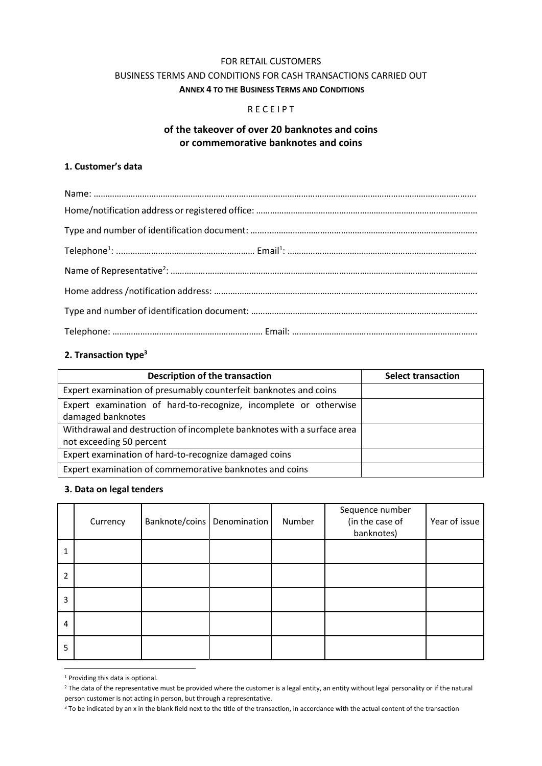FOR RETAIL CUSTOMERS

BUSINESS TERMS AND CONDITIONS FOR CASH TRANSACTIONS CARRIED OUT

**ANNEX 4 TO THE BUSINESS TERMS AND CONDITIONS**

R E C E I P T

## of the takeover of over 20 banknotes and coins or commemorative banknotes and coins

### 1. Customer's data

Name: ……………………………………………………………………………………………………………………………………………….

Home/notification address or registered office: ……………………………………………………………………………………

Type and number of identification document: ……..……………………………………………………………………………….

Telephone[1]: …………………………………………………… Email[1]: ……………………………………………………………………….

Name of Representative[2]: ……………………………………………………………………………………………………………………

Home address /notification address: ………………………………………….…………………………………………………….

Type and number of identification document: …………………………………………………………………………………….

Telephone: ………….……………………………………………… Email: ………..………………...………………………………………….

### 2. Transaction type[3]

| Description of the transaction | Select transaction |
|---|---|
| Expert examination of presumably counterfeit banknotes and coins | |
| Expert examination of hard-to-recognize, incomplete or otherwise damaged banknotes | |
| Withdrawal and destruction of incomplete banknotes with a surface area not exceeding 50 percent | |
| Expert examination of hard-to-recognize damaged coins | |
| Expert examination of commemorative banknotes and coins | |

### 3. Data on legal tenders

| | Currency | Banknote/coins | Denomination | Number | Sequence number (in the case of banknotes) | Year of issue |
|---|---|---|---|---|---|---|
| 1 | | | | | | |
| 2 | | | | | | |
| 3 | | | | | | |
| 4 | | | | | | |
| 5 | | | | | | |

[1] Providing this data is optional.

[2] The data of the representative must be provided where the customer is a legal entity, an entity without legal personality or if the natural person customer is not acting in person, but through a representative.

[3] To be indicated by an x in the blank field next to the title of the transaction, in accordance with the actual content of the transaction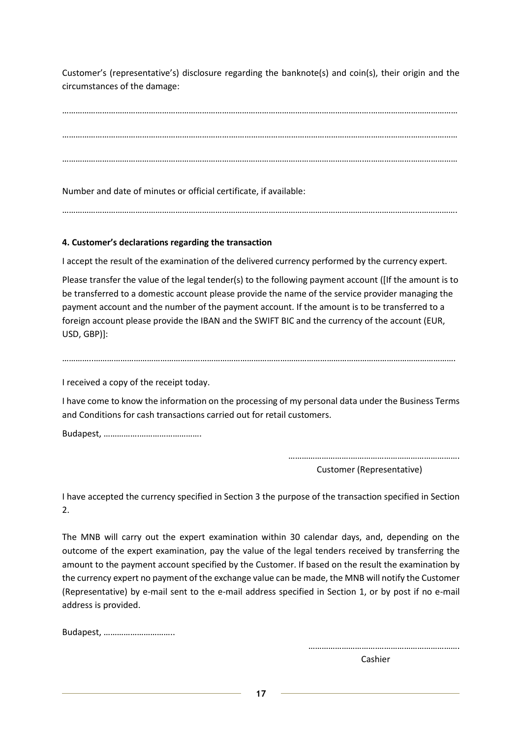Customer's (representative's) disclosure regarding the banknote(s) and coin(s), their origin and the circumstances of the damage:

……………………………………………………………………………………………………………………………………………………

……………………………………………………………………………………………………………………………………………………

……………………………………………………………………………………………………………………………………………………

Number and date of minutes or official certificate, if available:

…………………………………………………………………………………………………………………………………………………….

**4. Customer's declarations regarding the transaction**

I accept the result of the examination of the delivered currency performed by the currency expert.

Please transfer the value of the legal tender(s) to the following payment account ([If the amount is to be transferred to a domestic account please provide the name of the service provider managing the payment account and the number of the payment account. If the amount is to be transferred to a foreign account please provide the IBAN and the SWIFT BIC and the currency of the account (EUR, USD, GBP)]:

……………………………………………………………………………………………………………………………………………………

I received a copy of the receipt today.

I have come to know the information on the processing of my personal data under the Business Terms and Conditions for cash transactions carried out for retail customers.

Budapest, …………………………………….

…………………………………………………………………….
Customer (Representative)

I have accepted the currency specified in Section 3 the purpose of the transaction specified in Section 2.

The MNB will carry out the expert examination within 30 calendar days, and, depending on the outcome of the expert examination, pay the value of the legal tenders received by transferring the amount to the payment account specified by the Customer. If based on the result the examination by the currency expert no payment of the exchange value can be made, the MNB will notify the Customer (Representative) by e-mail sent to the e-mail address specified in Section 1, or by post if no e-mail address is provided.

Budapest, …………………………..

………………………………………………………….
Cashier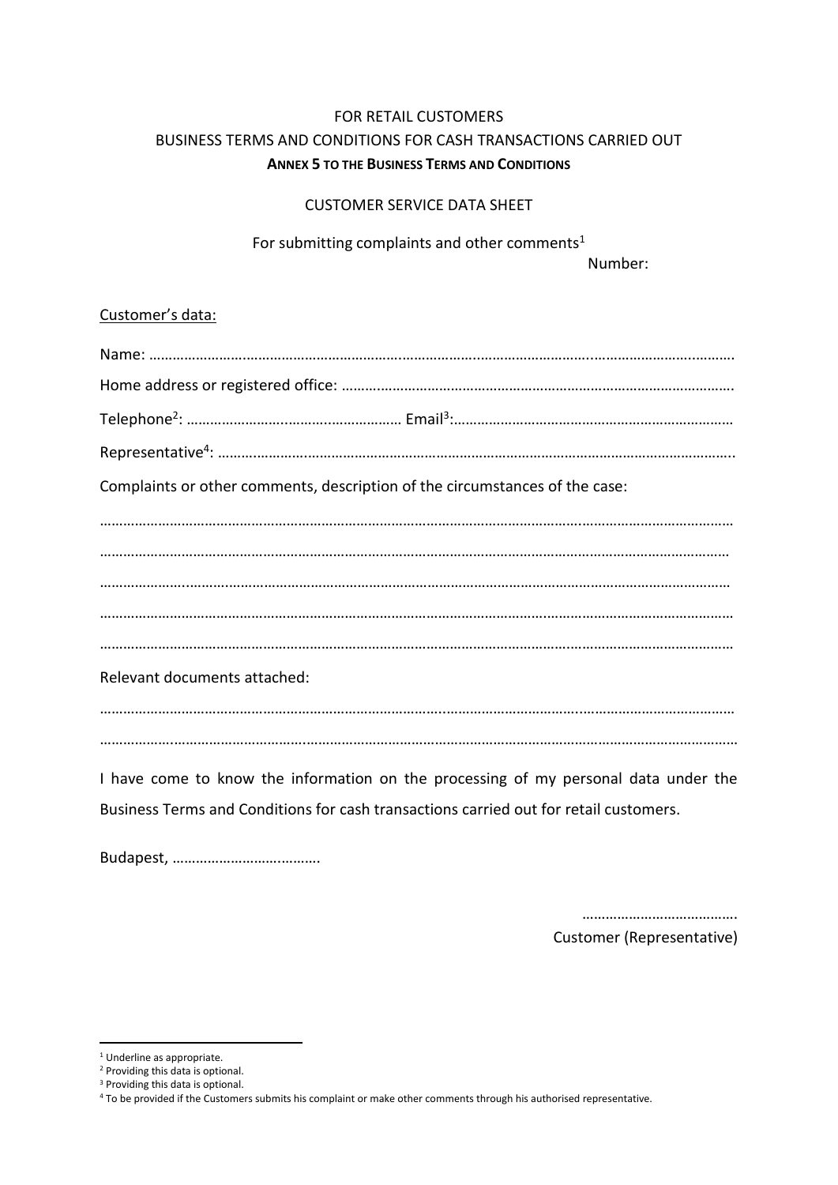FOR RETAIL CUSTOMERS

BUSINESS TERMS AND CONDITIONS FOR CASH TRANSACTIONS CARRIED OUT

**ANNEX 5 TO THE BUSINESS TERMS AND CONDITIONS**

CUSTOMER SERVICE DATA SHEET

For submitting complaints and other comments[1]

Number:

Customer's data:

Name: ……………………………………………………………………………………………………………………………………

Home address or registered office: ………………………………………………………………………………………

Telephone[2]: ……………………………………………… Email[3]:………………………………………………………………

Representative[4]: …………………………………………………………………………………………………………………..

Complaints or other comments, description of the circumstances of the case:

……………………………………………………………………………………………………………………………………………

……………………………………………………………………………………………………………………………………………

……………………………………………………………………………………………………………………………………………

……………………………………………………………………………………………………………………………………………

……………………………………………………………………………………………………………………………………………

Relevant documents attached:

……………………………………………………………………………………………………………………………………………

……………………………………………………………………………………………………………………………………………

I have come to know the information on the processing of my personal data under the Business Terms and Conditions for cash transactions carried out for retail customers.

Budapest, ……………………………….

…………………………………

Customer (Representative)

[1] Underline as appropriate.

[2] Providing this data is optional.

[3] Providing this data is optional.

[4] To be provided if the Customers submits his complaint or make other comments through his authorised representative.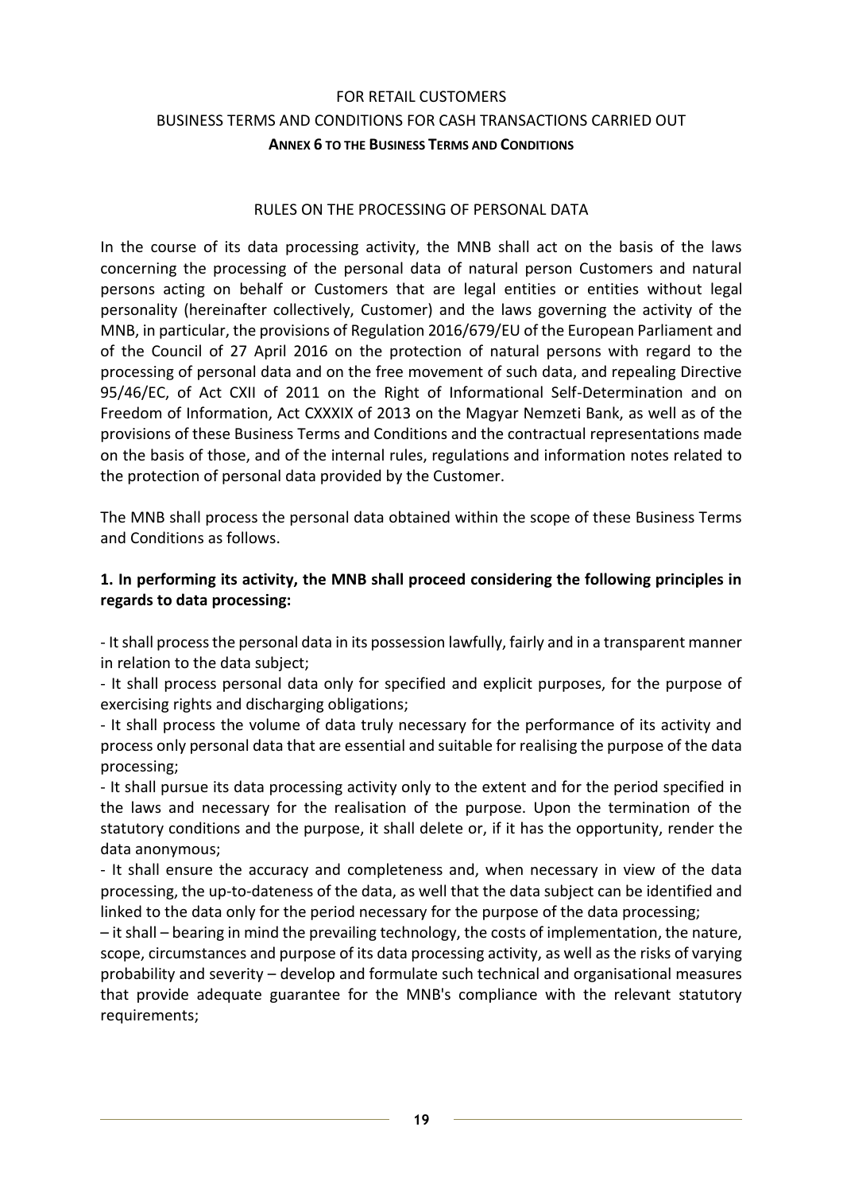FOR RETAIL CUSTOMERS

BUSINESS TERMS AND CONDITIONS FOR CASH TRANSACTIONS CARRIED OUT

**ANNEX 6 TO THE BUSINESS TERMS AND CONDITIONS**

RULES ON THE PROCESSING OF PERSONAL DATA

In the course of its data processing activity, the MNB shall act on the basis of the laws concerning the processing of the personal data of natural person Customers and natural persons acting on behalf or Customers that are legal entities or entities without legal personality (hereinafter collectively, Customer) and the laws governing the activity of the MNB, in particular, the provisions of Regulation 2016/679/EU of the European Parliament and of the Council of 27 April 2016 on the protection of natural persons with regard to the processing of personal data and on the free movement of such data, and repealing Directive 95/46/EC, of Act CXII of 2011 on the Right of Informational Self-Determination and on Freedom of Information, Act CXXXIX of 2013 on the Magyar Nemzeti Bank, as well as of the provisions of these Business Terms and Conditions and the contractual representations made on the basis of those, and of the internal rules, regulations and information notes related to the protection of personal data provided by the Customer.

The MNB shall process the personal data obtained within the scope of these Business Terms and Conditions as follows.

**1. In performing its activity, the MNB shall proceed considering the following principles in regards to data processing:**

- It shall process the personal data in its possession lawfully, fairly and in a transparent manner in relation to the data subject;
- It shall process personal data only for specified and explicit purposes, for the purpose of exercising rights and discharging obligations;
- It shall process the volume of data truly necessary for the performance of its activity and process only personal data that are essential and suitable for realising the purpose of the data processing;
- It shall pursue its data processing activity only to the extent and for the period specified in the laws and necessary for the realisation of the purpose. Upon the termination of the statutory conditions and the purpose, it shall delete or, if it has the opportunity, render the data anonymous;
- It shall ensure the accuracy and completeness and, when necessary in view of the data processing, the up-to-dateness of the data, as well that the data subject can be identified and linked to the data only for the period necessary for the purpose of the data processing;
– it shall – bearing in mind the prevailing technology, the costs of implementation, the nature, scope, circumstances and purpose of its data processing activity, as well as the risks of varying probability and severity – develop and formulate such technical and organisational measures that provide adequate guarantee for the MNB's compliance with the relevant statutory requirements;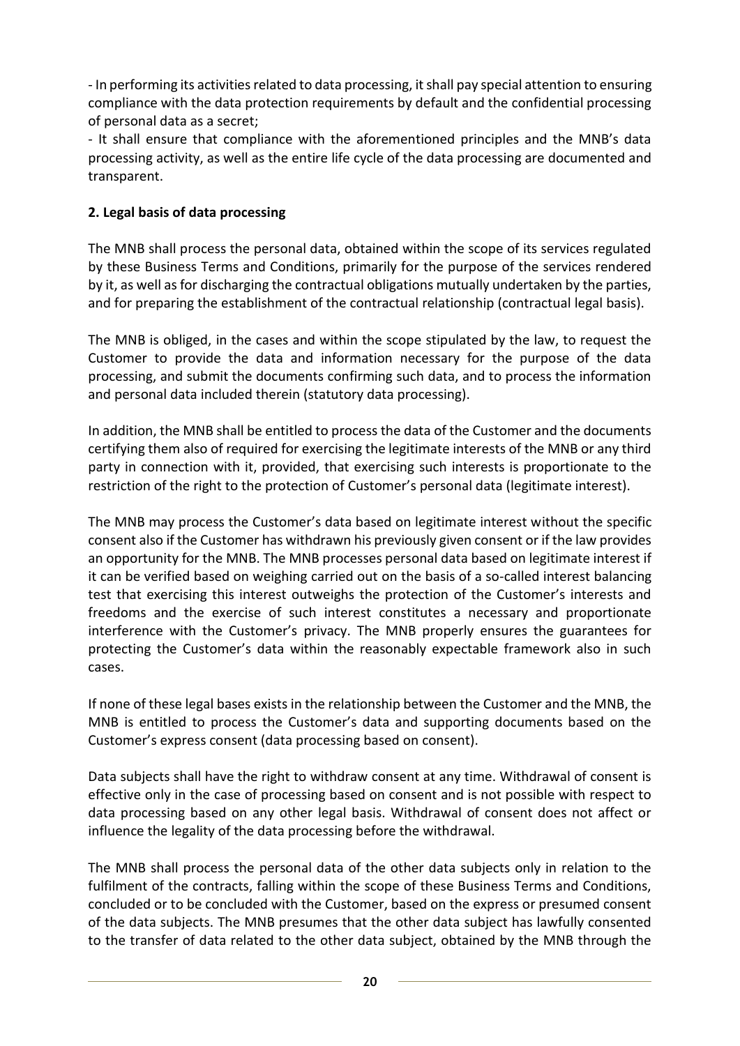- In performing its activities related to data processing, it shall pay special attention to ensuring compliance with the data protection requirements by default and the confidential processing of personal data as a secret;

- It shall ensure that compliance with the aforementioned principles and the MNB's data processing activity, as well as the entire life cycle of the data processing are documented and transparent.

**2. Legal basis of data processing**

The MNB shall process the personal data, obtained within the scope of its services regulated by these Business Terms and Conditions, primarily for the purpose of the services rendered by it, as well as for discharging the contractual obligations mutually undertaken by the parties, and for preparing the establishment of the contractual relationship (contractual legal basis).

The MNB is obliged, in the cases and within the scope stipulated by the law, to request the Customer to provide the data and information necessary for the purpose of the data processing, and submit the documents confirming such data, and to process the information and personal data included therein (statutory data processing).

In addition, the MNB shall be entitled to process the data of the Customer and the documents certifying them also of required for exercising the legitimate interests of the MNB or any third party in connection with it, provided, that exercising such interests is proportionate to the restriction of the right to the protection of Customer's personal data (legitimate interest).

The MNB may process the Customer's data based on legitimate interest without the specific consent also if the Customer has withdrawn his previously given consent or if the law provides an opportunity for the MNB. The MNB processes personal data based on legitimate interest if it can be verified based on weighing carried out on the basis of a so-called interest balancing test that exercising this interest outweighs the protection of the Customer's interests and freedoms and the exercise of such interest constitutes a necessary and proportionate interference with the Customer's privacy. The MNB properly ensures the guarantees for protecting the Customer's data within the reasonably expectable framework also in such cases.

If none of these legal bases exists in the relationship between the Customer and the MNB, the MNB is entitled to process the Customer's data and supporting documents based on the Customer's express consent (data processing based on consent).

Data subjects shall have the right to withdraw consent at any time. Withdrawal of consent is effective only in the case of processing based on consent and is not possible with respect to data processing based on any other legal basis. Withdrawal of consent does not affect or influence the legality of the data processing before the withdrawal.

The MNB shall process the personal data of the other data subjects only in relation to the fulfilment of the contracts, falling within the scope of these Business Terms and Conditions, concluded or to be concluded with the Customer, based on the express or presumed consent of the data subjects. The MNB presumes that the other data subject has lawfully consented to the transfer of data related to the other data subject, obtained by the MNB through the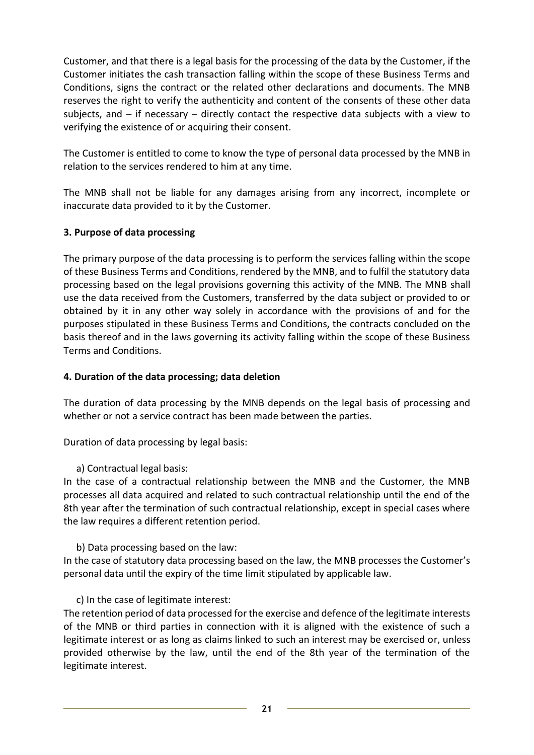Customer, and that there is a legal basis for the processing of the data by the Customer, if the Customer initiates the cash transaction falling within the scope of these Business Terms and Conditions, signs the contract or the related other declarations and documents. The MNB reserves the right to verify the authenticity and content of the consents of these other data subjects, and – if necessary – directly contact the respective data subjects with a view to verifying the existence of or acquiring their consent.

The Customer is entitled to come to know the type of personal data processed by the MNB in relation to the services rendered to him at any time.

The MNB shall not be liable for any damages arising from any incorrect, incomplete or inaccurate data provided to it by the Customer.

### 3. Purpose of data processing

The primary purpose of the data processing is to perform the services falling within the scope of these Business Terms and Conditions, rendered by the MNB, and to fulfil the statutory data processing based on the legal provisions governing this activity of the MNB. The MNB shall use the data received from the Customers, transferred by the data subject or provided to or obtained by it in any other way solely in accordance with the provisions of and for the purposes stipulated in these Business Terms and Conditions, the contracts concluded on the basis thereof and in the laws governing its activity falling within the scope of these Business Terms and Conditions.

### 4. Duration of the data processing; data deletion

The duration of data processing by the MNB depends on the legal basis of processing and whether or not a service contract has been made between the parties.

Duration of data processing by legal basis:

a) Contractual legal basis:

In the case of a contractual relationship between the MNB and the Customer, the MNB processes all data acquired and related to such contractual relationship until the end of the 8th year after the termination of such contractual relationship, except in special cases where the law requires a different retention period.

b) Data processing based on the law:

In the case of statutory data processing based on the law, the MNB processes the Customer's personal data until the expiry of the time limit stipulated by applicable law.

c) In the case of legitimate interest:

The retention period of data processed for the exercise and defence of the legitimate interests of the MNB or third parties in connection with it is aligned with the existence of such a legitimate interest or as long as claims linked to such an interest may be exercised or, unless provided otherwise by the law, until the end of the 8th year of the termination of the legitimate interest.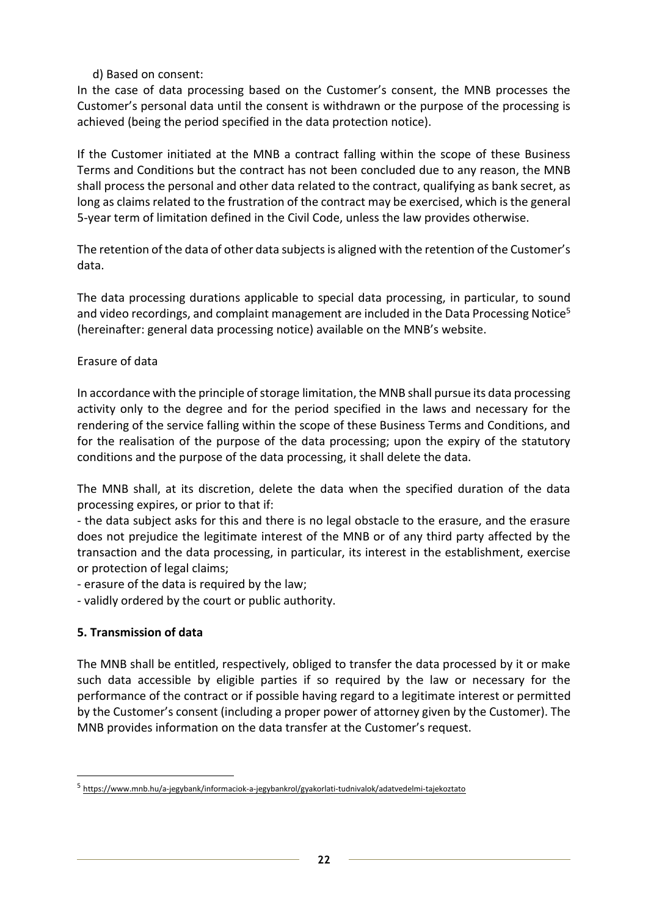d) Based on consent:

In the case of data processing based on the Customer's consent, the MNB processes the Customer's personal data until the consent is withdrawn or the purpose of the processing is achieved (being the period specified in the data protection notice).

If the Customer initiated at the MNB a contract falling within the scope of these Business Terms and Conditions but the contract has not been concluded due to any reason, the MNB shall process the personal and other data related to the contract, qualifying as bank secret, as long as claims related to the frustration of the contract may be exercised, which is the general 5-year term of limitation defined in the Civil Code, unless the law provides otherwise.

The retention of the data of other data subjects is aligned with the retention of the Customer's data.

The data processing durations applicable to special data processing, in particular, to sound and video recordings, and complaint management are included in the Data Processing Notice[5] (hereinafter: general data processing notice) available on the MNB's website.

Erasure of data

In accordance with the principle of storage limitation, the MNB shall pursue its data processing activity only to the degree and for the period specified in the laws and necessary for the rendering of the service falling within the scope of these Business Terms and Conditions, and for the realisation of the purpose of the data processing; upon the expiry of the statutory conditions and the purpose of the data processing, it shall delete the data.

The MNB shall, at its discretion, delete the data when the specified duration of the data processing expires, or prior to that if:

- the data subject asks for this and there is no legal obstacle to the erasure, and the erasure does not prejudice the legitimate interest of the MNB or of any third party affected by the transaction and the data processing, in particular, its interest in the establishment, exercise or protection of legal claims;
- erasure of the data is required by the law;
- validly ordered by the court or public authority.

**5. Transmission of data**

The MNB shall be entitled, respectively, obliged to transfer the data processed by it or make such data accessible by eligible parties if so required by the law or necessary for the performance of the contract or if possible having regard to a legitimate interest or permitted by the Customer's consent (including a proper power of attorney given by the Customer). The MNB provides information on the data transfer at the Customer's request.

[5] https://www.mnb.hu/a-jegybank/informaciok-a-jegybankrol/gyakorlati-tudnivalok/adatvedelmi-tajekoztato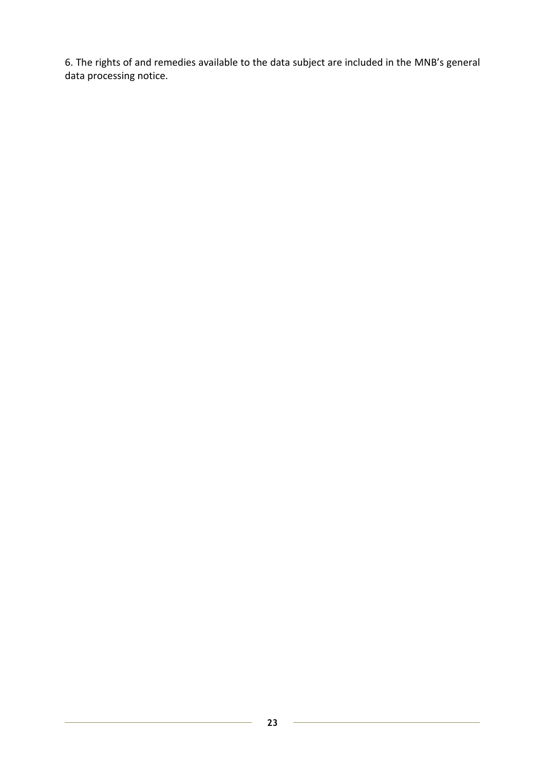6. The rights of and remedies available to the data subject are included in the MNB's general data processing notice.